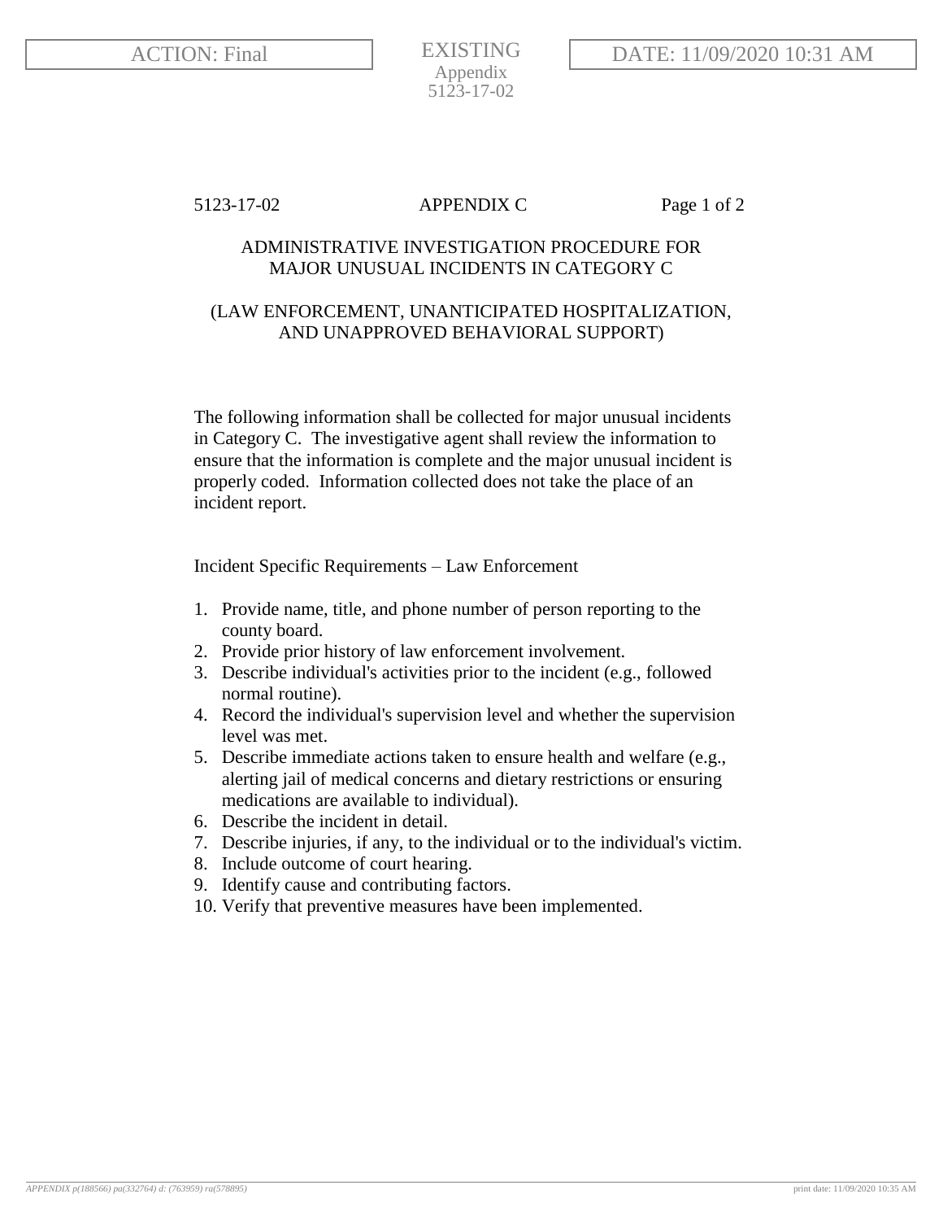5123-17-02 APPENDIX C

# ADMINISTRATIVE INVESTIGATION PROCEDURE FOR MAJOR UNUSUAL INCIDENTS IN CATEGORY C

## (LAW ENFORCEMENT, UNANTICIPATED HOSPITALIZATION, AND UNAPPROVED BEHAVIORAL SUPPORT)

The following information shall be collected for major unusual incidents in Category C. The investigative agent shall review the information to ensure that the information is complete and the major unusual incident is properly coded. Information collected does not take the place of an incident report.

Incident Specific Requirements – Law Enforcement

1. Provide name, title, and phone number of person reporting to the county board.
2. Provide prior history of law enforcement involvement.
3. Describe individual's activities prior to the incident (e.g., followed normal routine).
4. Record the individual's supervision level and whether the supervision level was met.
5. Describe immediate actions taken to ensure health and welfare (e.g., alerting jail of medical concerns and dietary restrictions or ensuring medications are available to individual).
6. Describe the incident in detail.
7. Describe injuries, if any, to the individual or to the individual's victim.
8. Include outcome of court hearing.
9. Identify cause and contributing factors.
10. Verify that preventive measures have been implemented.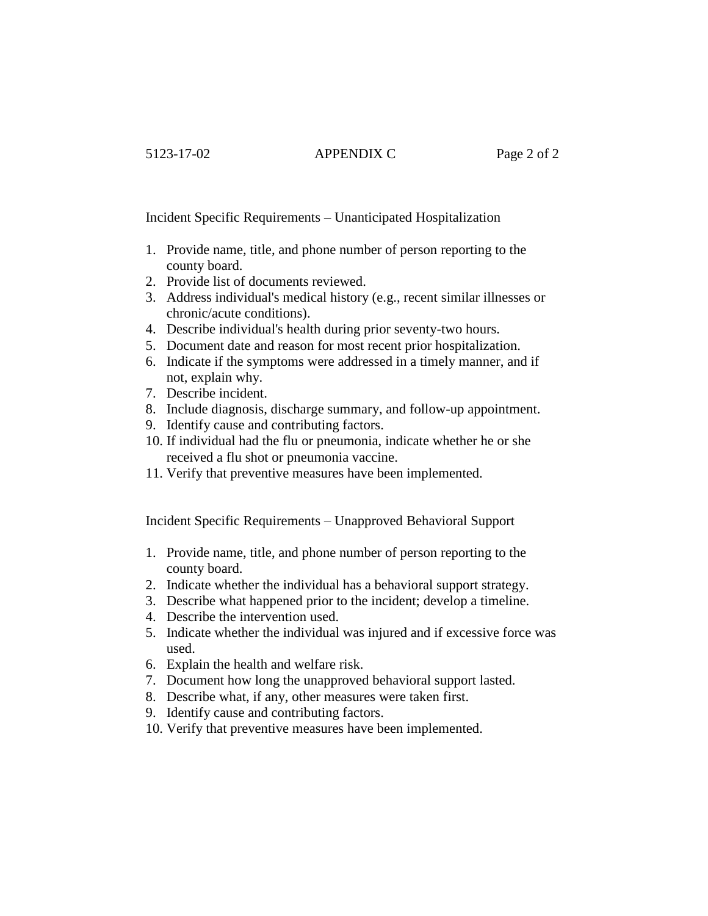Incident Specific Requirements – Unanticipated Hospitalization

1. Provide name, title, and phone number of person reporting to the county board.
2. Provide list of documents reviewed.
3. Address individual's medical history (e.g., recent similar illnesses or chronic/acute conditions).
4. Describe individual's health during prior seventy-two hours.
5. Document date and reason for most recent prior hospitalization.
6. Indicate if the symptoms were addressed in a timely manner, and if not, explain why.
7. Describe incident.
8. Include diagnosis, discharge summary, and follow-up appointment.
9. Identify cause and contributing factors.
10. If individual had the flu or pneumonia, indicate whether he or she received a flu shot or pneumonia vaccine.
11. Verify that preventive measures have been implemented.

Incident Specific Requirements – Unapproved Behavioral Support

1. Provide name, title, and phone number of person reporting to the county board.
2. Indicate whether the individual has a behavioral support strategy.
3. Describe what happened prior to the incident; develop a timeline.
4. Describe the intervention used.
5. Indicate whether the individual was injured and if excessive force was used.
6. Explain the health and welfare risk.
7. Document how long the unapproved behavioral support lasted.
8. Describe what, if any, other measures were taken first.
9. Identify cause and contributing factors.
10. Verify that preventive measures have been implemented.